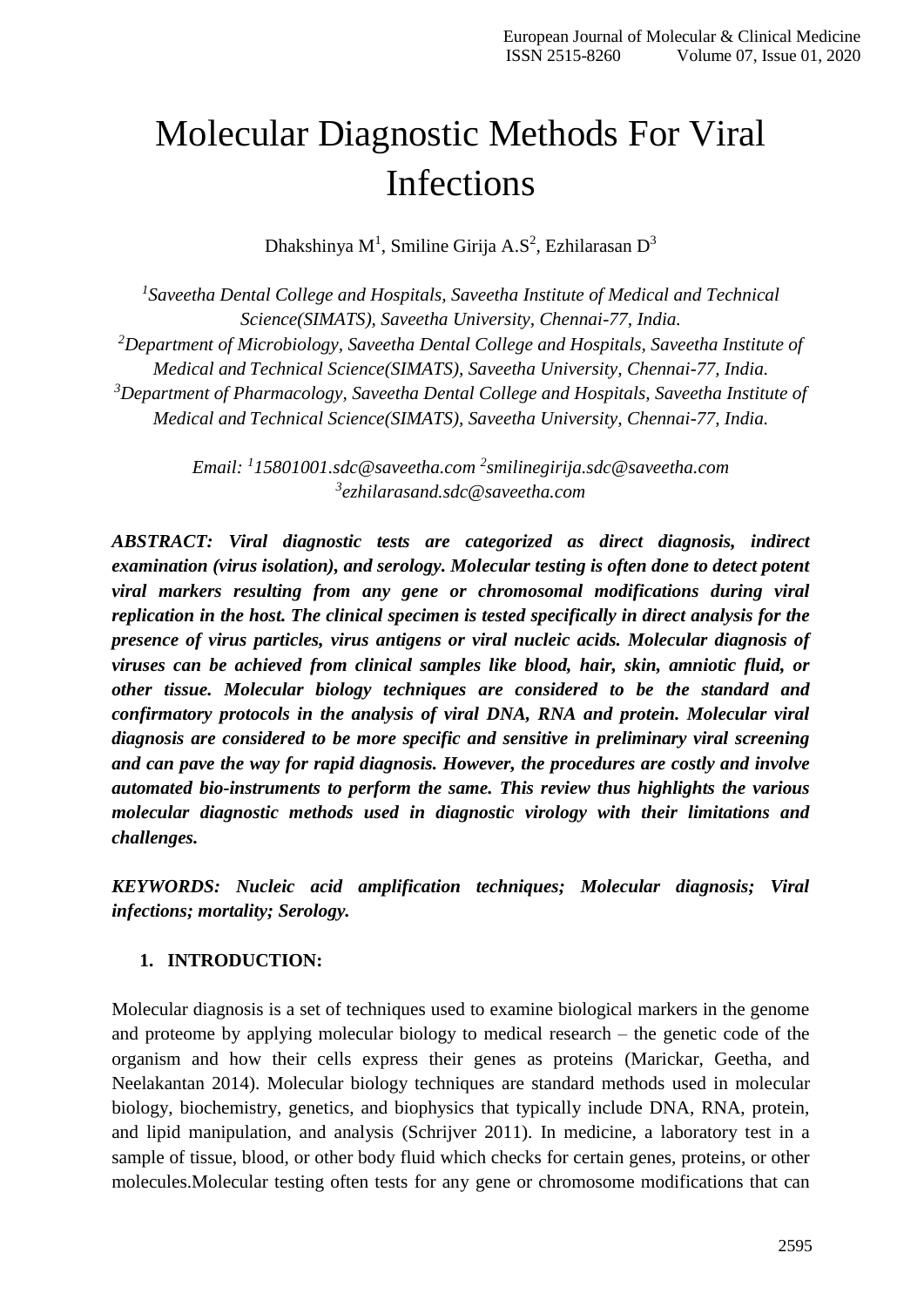# Molecular Diagnostic Methods For Viral Infections

Dhakshinya M[1], Smiline Girija A.S[2], Ezhilarasan D[3]

[1]*Saveetha Dental College and Hospitals, Saveetha Institute of Medical and Technical Science(SIMATS), Saveetha University, Chennai-77, India.*
[2]*Department of Microbiology, Saveetha Dental College and Hospitals, Saveetha Institute of Medical and Technical Science(SIMATS), Saveetha University, Chennai-77, India.*
[3]*Department of Pharmacology, Saveetha Dental College and Hospitals, Saveetha Institute of Medical and Technical Science(SIMATS), Saveetha University, Chennai-77, India.*

*Email: [1]15801001.sdc@saveetha.com [2]smilinegirija.sdc@saveetha.com [3]ezhilarasand.sdc@saveetha.com*

***ABSTRACT: Viral diagnostic tests are categorized as direct diagnosis, indirect examination (virus isolation), and serology. Molecular testing is often done to detect potent viral markers resulting from any gene or chromosomal modifications during viral replication in the host. The clinical specimen is tested specifically in direct analysis for the presence of virus particles, virus antigens or viral nucleic acids. Molecular diagnosis of viruses can be achieved from clinical samples like blood, hair, skin, amniotic fluid, or other tissue. Molecular biology techniques are considered to be the standard and confirmatory protocols in the analysis of viral DNA, RNA and protein. Molecular viral diagnosis are considered to be more specific and sensitive in preliminary viral screening and can pave the way for rapid diagnosis. However, the procedures are costly and involve automated bio-instruments to perform the same. This review thus highlights the various molecular diagnostic methods used in diagnostic virology with their limitations and challenges.***

***KEYWORDS: Nucleic acid amplification techniques; Molecular diagnosis; Viral infections; mortality; Serology.***

## 1. INTRODUCTION:

Molecular diagnosis is a set of techniques used to examine biological markers in the genome and proteome by applying molecular biology to medical research – the genetic code of the organism and how their cells express their genes as proteins (Marickar, Geetha, and Neelakantan 2014). Molecular biology techniques are standard methods used in molecular biology, biochemistry, genetics, and biophysics that typically include DNA, RNA, protein, and lipid manipulation, and analysis (Schrijver 2011). In medicine, a laboratory test in a sample of tissue, blood, or other body fluid which checks for certain genes, proteins, or other molecules.Molecular testing often tests for any gene or chromosome modifications that can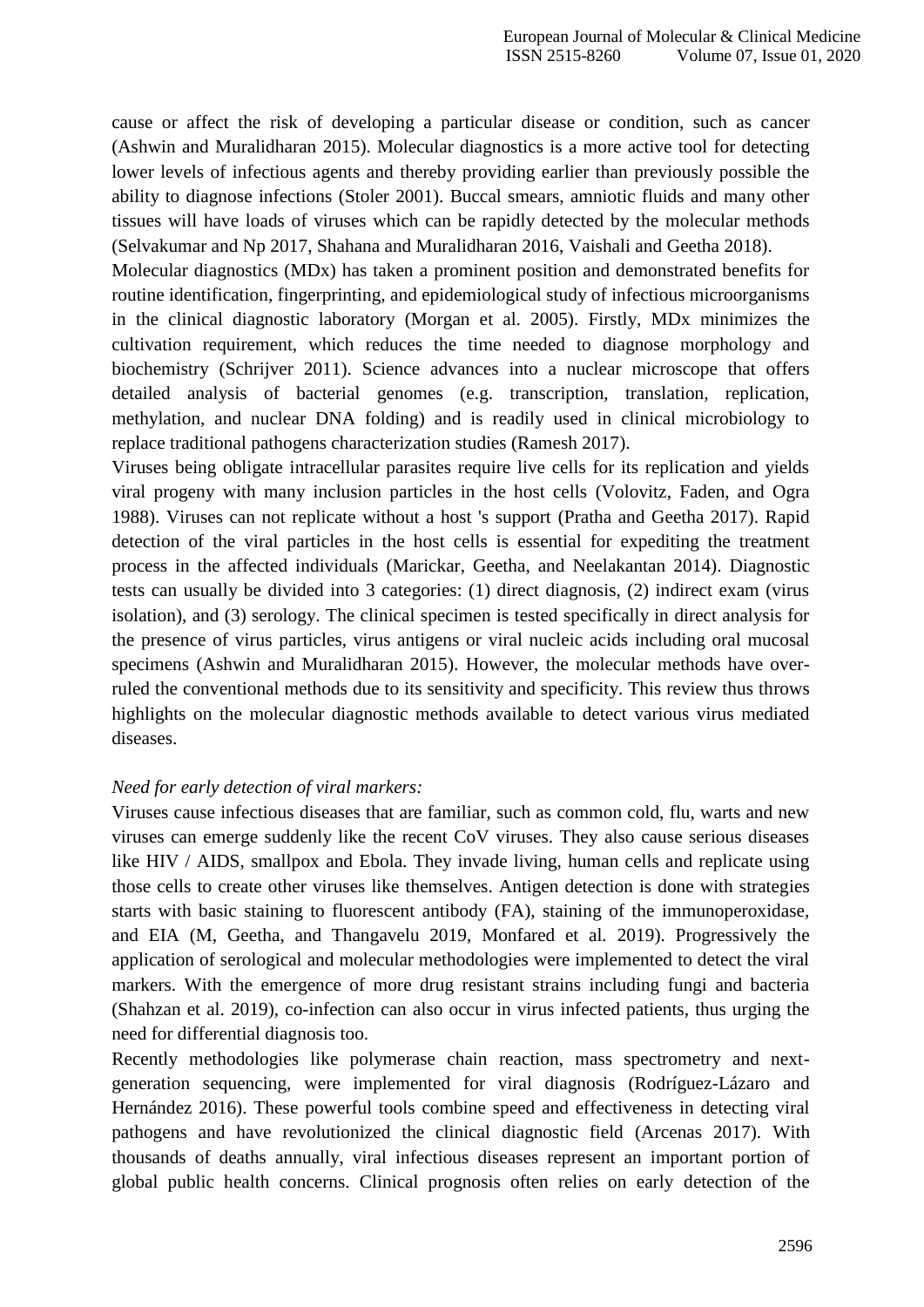cause or affect the risk of developing a particular disease or condition, such as cancer (Ashwin and Muralidharan 2015). Molecular diagnostics is a more active tool for detecting lower levels of infectious agents and thereby providing earlier than previously possible the ability to diagnose infections (Stoler 2001). Buccal smears, amniotic fluids and many other tissues will have loads of viruses which can be rapidly detected by the molecular methods (Selvakumar and Np 2017, Shahana and Muralidharan 2016, Vaishali and Geetha 2018).

Molecular diagnostics (MDx) has taken a prominent position and demonstrated benefits for routine identification, fingerprinting, and epidemiological study of infectious microorganisms in the clinical diagnostic laboratory (Morgan et al. 2005). Firstly, MDx minimizes the cultivation requirement, which reduces the time needed to diagnose morphology and biochemistry (Schrijver 2011). Science advances into a nuclear microscope that offers detailed analysis of bacterial genomes (e.g. transcription, translation, replication, methylation, and nuclear DNA folding) and is readily used in clinical microbiology to replace traditional pathogens characterization studies (Ramesh 2017).

Viruses being obligate intracellular parasites require live cells for its replication and yields viral progeny with many inclusion particles in the host cells (Volovitz, Faden, and Ogra 1988). Viruses can not replicate without a host 's support (Pratha and Geetha 2017). Rapid detection of the viral particles in the host cells is essential for expediting the treatment process in the affected individuals (Marickar, Geetha, and Neelakantan 2014). Diagnostic tests can usually be divided into 3 categories: (1) direct diagnosis, (2) indirect exam (virus isolation), and (3) serology. The clinical specimen is tested specifically in direct analysis for the presence of virus particles, virus antigens or viral nucleic acids including oral mucosal specimens (Ashwin and Muralidharan 2015). However, the molecular methods have over-ruled the conventional methods due to its sensitivity and specificity. This review thus throws highlights on the molecular diagnostic methods available to detect various virus mediated diseases.

*Need for early detection of viral markers:*

Viruses cause infectious diseases that are familiar, such as common cold, flu, warts and new viruses can emerge suddenly like the recent CoV viruses. They also cause serious diseases like HIV / AIDS, smallpox and Ebola. They invade living, human cells and replicate using those cells to create other viruses like themselves. Antigen detection is done with strategies starts with basic staining to fluorescent antibody (FA), staining of the immunoperoxidase, and EIA (M, Geetha, and Thangavelu 2019, Monfared et al. 2019). Progressively the application of serological and molecular methodologies were implemented to detect the viral markers. With the emergence of more drug resistant strains including fungi and bacteria (Shahzan et al. 2019), co-infection can also occur in virus infected patients, thus urging the need for differential diagnosis too.

Recently methodologies like polymerase chain reaction, mass spectrometry and next-generation sequencing, were implemented for viral diagnosis (Rodríguez-Lázaro and Hernández 2016). These powerful tools combine speed and effectiveness in detecting viral pathogens and have revolutionized the clinical diagnostic field (Arcenas 2017). With thousands of deaths annually, viral infectious diseases represent an important portion of global public health concerns. Clinical prognosis often relies on early detection of the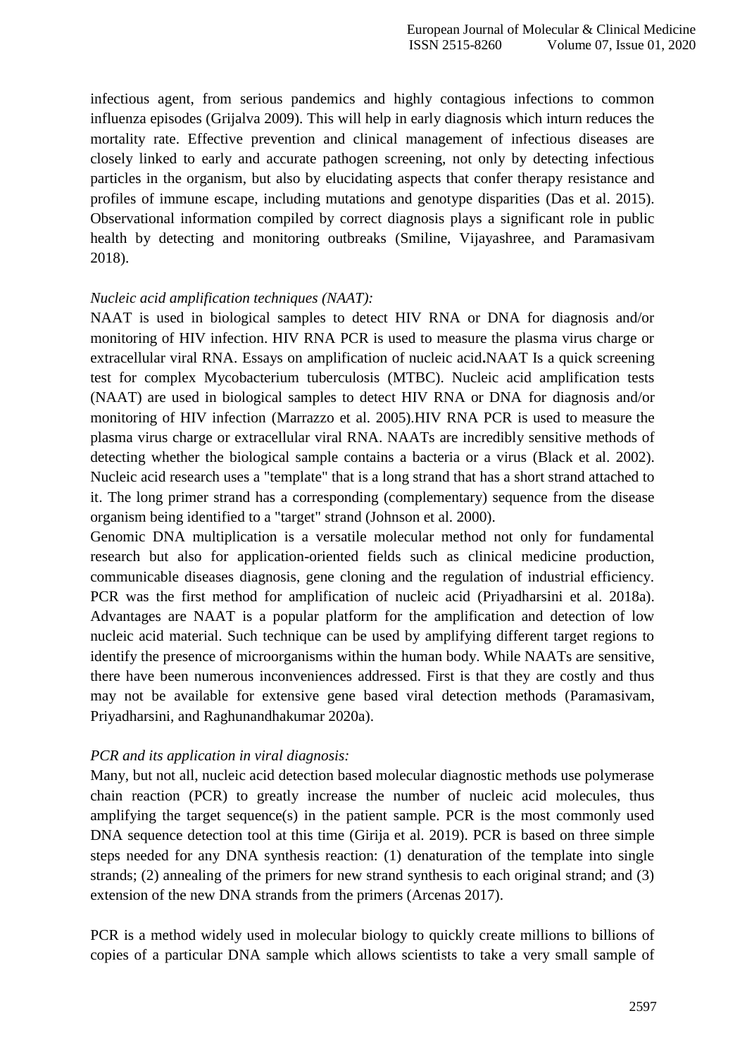infectious agent, from serious pandemics and highly contagious infections to common influenza episodes (Grijalva 2009). This will help in early diagnosis which inturn reduces the mortality rate. Effective prevention and clinical management of infectious diseases are closely linked to early and accurate pathogen screening, not only by detecting infectious particles in the organism, but also by elucidating aspects that confer therapy resistance and profiles of immune escape, including mutations and genotype disparities (Das et al. 2015). Observational information compiled by correct diagnosis plays a significant role in public health by detecting and monitoring outbreaks (Smiline, Vijayashree, and Paramasivam 2018).

*Nucleic acid amplification techniques (NAAT):*

NAAT is used in biological samples to detect HIV RNA or DNA for diagnosis and/or monitoring of HIV infection. HIV RNA PCR is used to measure the plasma virus charge or extracellular viral RNA. Essays on amplification of nucleic acid**.**NAAT Is a quick screening test for complex Mycobacterium tuberculosis (MTBC). Nucleic acid amplification tests (NAAT) are used in biological samples to detect HIV RNA or DNA for diagnosis and/or monitoring of HIV infection (Marrazzo et al. 2005).HIV RNA PCR is used to measure the plasma virus charge or extracellular viral RNA. NAATs are incredibly sensitive methods of detecting whether the biological sample contains a bacteria or a virus (Black et al. 2002). Nucleic acid research uses a "template" that is a long strand that has a short strand attached to it. The long primer strand has a corresponding (complementary) sequence from the disease organism being identified to a "target" strand (Johnson et al. 2000).

Genomic DNA multiplication is a versatile molecular method not only for fundamental research but also for application-oriented fields such as clinical medicine production, communicable diseases diagnosis, gene cloning and the regulation of industrial efficiency. PCR was the first method for amplification of nucleic acid (Priyadharsini et al. 2018a). Advantages are NAAT is a popular platform for the amplification and detection of low nucleic acid material. Such technique can be used by amplifying different target regions to identify the presence of microorganisms within the human body. While NAATs are sensitive, there have been numerous inconveniences addressed. First is that they are costly and thus may not be available for extensive gene based viral detection methods (Paramasivam, Priyadharsini, and Raghunandhakumar 2020a).

*PCR and its application in viral diagnosis:*

Many, but not all, nucleic acid detection based molecular diagnostic methods use polymerase chain reaction (PCR) to greatly increase the number of nucleic acid molecules, thus amplifying the target sequence(s) in the patient sample. PCR is the most commonly used DNA sequence detection tool at this time (Girija et al. 2019). PCR is based on three simple steps needed for any DNA synthesis reaction: (1) denaturation of the template into single strands; (2) annealing of the primers for new strand synthesis to each original strand; and (3) extension of the new DNA strands from the primers (Arcenas 2017).

PCR is a method widely used in molecular biology to quickly create millions to billions of copies of a particular DNA sample which allows scientists to take a very small sample of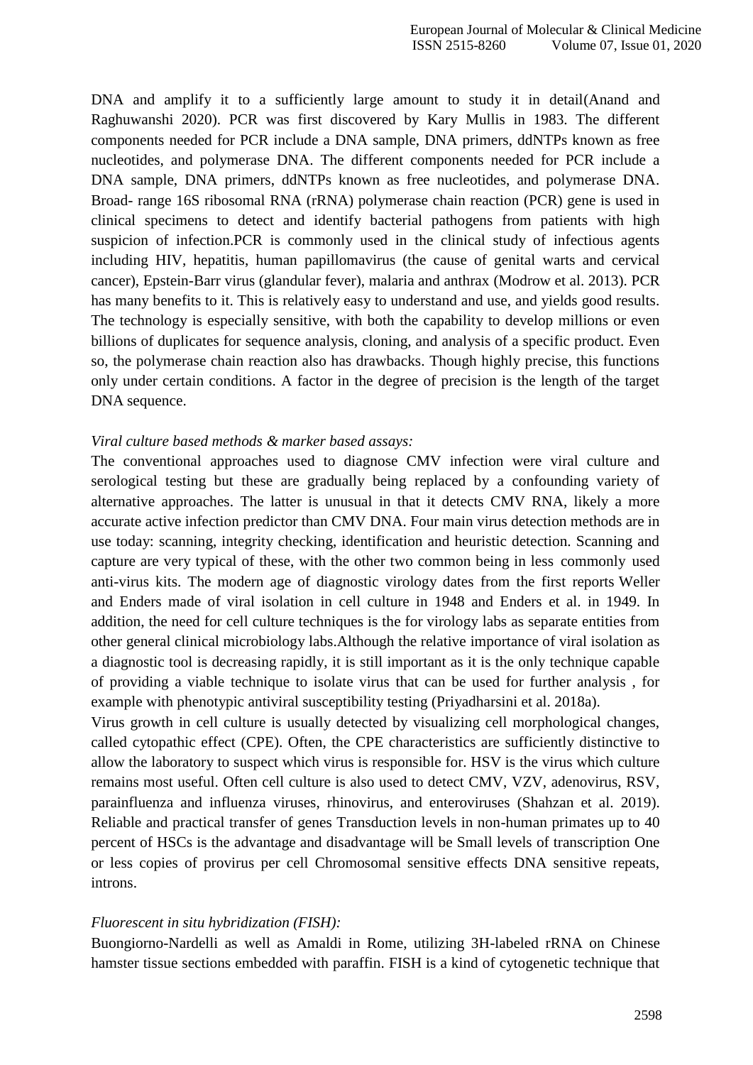DNA and amplify it to a sufficiently large amount to study it in detail(Anand and Raghuwanshi 2020). PCR was first discovered by Kary Mullis in 1983. The different components needed for PCR include a DNA sample, DNA primers, ddNTPs known as free nucleotides, and polymerase DNA. The different components needed for PCR include a DNA sample, DNA primers, ddNTPs known as free nucleotides, and polymerase DNA. Broad- range 16S ribosomal RNA (rRNA) polymerase chain reaction (PCR) gene is used in clinical specimens to detect and identify bacterial pathogens from patients with high suspicion of infection.PCR is commonly used in the clinical study of infectious agents including HIV, hepatitis, human papillomavirus (the cause of genital warts and cervical cancer), Epstein-Barr virus (glandular fever), malaria and anthrax (Modrow et al. 2013). PCR has many benefits to it. This is relatively easy to understand and use, and yields good results. The technology is especially sensitive, with both the capability to develop millions or even billions of duplicates for sequence analysis, cloning, and analysis of a specific product. Even so, the polymerase chain reaction also has drawbacks. Though highly precise, this functions only under certain conditions. A factor in the degree of precision is the length of the target DNA sequence.

*Viral culture based methods & marker based assays:*

The conventional approaches used to diagnose CMV infection were viral culture and serological testing but these are gradually being replaced by a confounding variety of alternative approaches. The latter is unusual in that it detects CMV RNA, likely a more accurate active infection predictor than CMV DNA. Four main virus detection methods are in use today: scanning, integrity checking, identification and heuristic detection. Scanning and capture are very typical of these, with the other two common being in less commonly used anti-virus kits. The modern age of diagnostic virology dates from the first reports Weller and Enders made of viral isolation in cell culture in 1948 and Enders et al. in 1949. In addition, the need for cell culture techniques is the for virology labs as separate entities from other general clinical microbiology labs.Although the relative importance of viral isolation as a diagnostic tool is decreasing rapidly, it is still important as it is the only technique capable of providing a viable technique to isolate virus that can be used for further analysis , for example with phenotypic antiviral susceptibility testing (Priyadharsini et al. 2018a).

Virus growth in cell culture is usually detected by visualizing cell morphological changes, called cytopathic effect (CPE). Often, the CPE characteristics are sufficiently distinctive to allow the laboratory to suspect which virus is responsible for. HSV is the virus which culture remains most useful. Often cell culture is also used to detect CMV, VZV, adenovirus, RSV, parainfluenza and influenza viruses, rhinovirus, and enteroviruses (Shahzan et al. 2019). Reliable and practical transfer of genes Transduction levels in non-human primates up to 40 percent of HSCs is the advantage and disadvantage will be Small levels of transcription One or less copies of provirus per cell Chromosomal sensitive effects DNA sensitive repeats, introns.

*Fluorescent in situ hybridization (FISH):*

Buongiorno-Nardelli as well as Amaldi in Rome, utilizing 3H-labeled rRNA on Chinese hamster tissue sections embedded with paraffin. FISH is a kind of cytogenetic technique that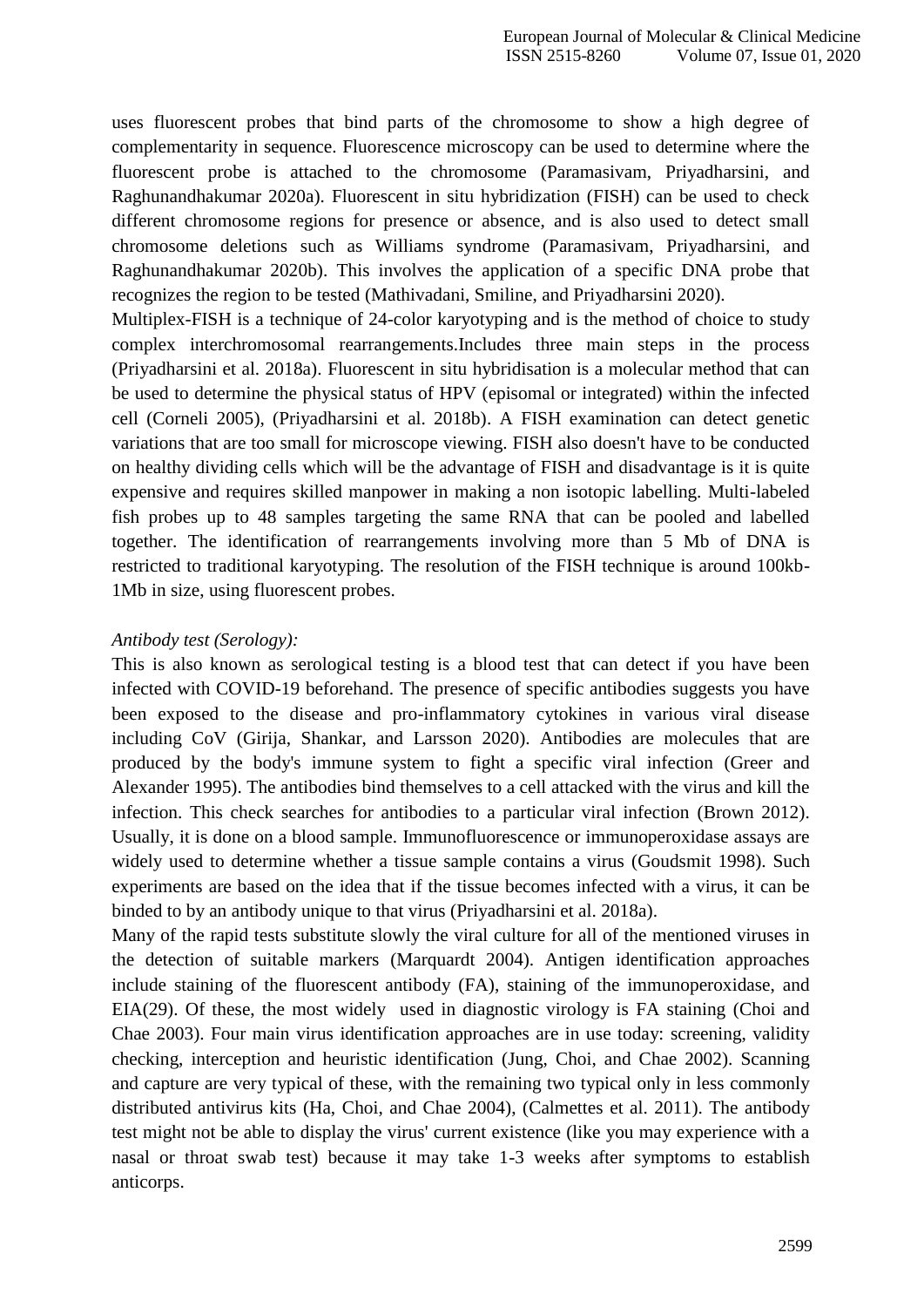uses fluorescent probes that bind parts of the chromosome to show a high degree of complementarity in sequence. Fluorescence microscopy can be used to determine where the fluorescent probe is attached to the chromosome (Paramasivam, Priyadharsini, and Raghunandhakumar 2020a). Fluorescent in situ hybridization (FISH) can be used to check different chromosome regions for presence or absence, and is also used to detect small chromosome deletions such as Williams syndrome (Paramasivam, Priyadharsini, and Raghunandhakumar 2020b). This involves the application of a specific DNA probe that recognizes the region to be tested (Mathivadani, Smiline, and Priyadharsini 2020).

Multiplex-FISH is a technique of 24-color karyotyping and is the method of choice to study complex interchromosomal rearrangements.Includes three main steps in the process (Priyadharsini et al. 2018a). Fluorescent in situ hybridisation is a molecular method that can be used to determine the physical status of HPV (episomal or integrated) within the infected cell (Corneli 2005), (Priyadharsini et al. 2018b). A FISH examination can detect genetic variations that are too small for microscope viewing. FISH also doesn't have to be conducted on healthy dividing cells which will be the advantage of FISH and disadvantage is it is quite expensive and requires skilled manpower in making a non isotopic labelling. Multi-labeled fish probes up to 48 samples targeting the same RNA that can be pooled and labelled together. The identification of rearrangements involving more than 5 Mb of DNA is restricted to traditional karyotyping. The resolution of the FISH technique is around 100kb-1Mb in size, using fluorescent probes.

*Antibody test (Serology):*

This is also known as serological testing is a blood test that can detect if you have been infected with COVID-19 beforehand. The presence of specific antibodies suggests you have been exposed to the disease and pro-inflammatory cytokines in various viral disease including CoV (Girija, Shankar, and Larsson 2020). Antibodies are molecules that are produced by the body's immune system to fight a specific viral infection (Greer and Alexander 1995). The antibodies bind themselves to a cell attacked with the virus and kill the infection. This check searches for antibodies to a particular viral infection (Brown 2012). Usually, it is done on a blood sample. Immunofluorescence or immunoperoxidase assays are widely used to determine whether a tissue sample contains a virus (Goudsmit 1998). Such experiments are based on the idea that if the tissue becomes infected with a virus, it can be binded to by an antibody unique to that virus (Priyadharsini et al. 2018a).

Many of the rapid tests substitute slowly the viral culture for all of the mentioned viruses in the detection of suitable markers (Marquardt 2004). Antigen identification approaches include staining of the fluorescent antibody (FA), staining of the immunoperoxidase, and EIA(29). Of these, the most widely used in diagnostic virology is FA staining (Choi and Chae 2003). Four main virus identification approaches are in use today: screening, validity checking, interception and heuristic identification (Jung, Choi, and Chae 2002). Scanning and capture are very typical of these, with the remaining two typical only in less commonly distributed antivirus kits (Ha, Choi, and Chae 2004), (Calmettes et al. 2011). The antibody test might not be able to display the virus' current existence (like you may experience with a nasal or throat swab test) because it may take 1-3 weeks after symptoms to establish anticorps.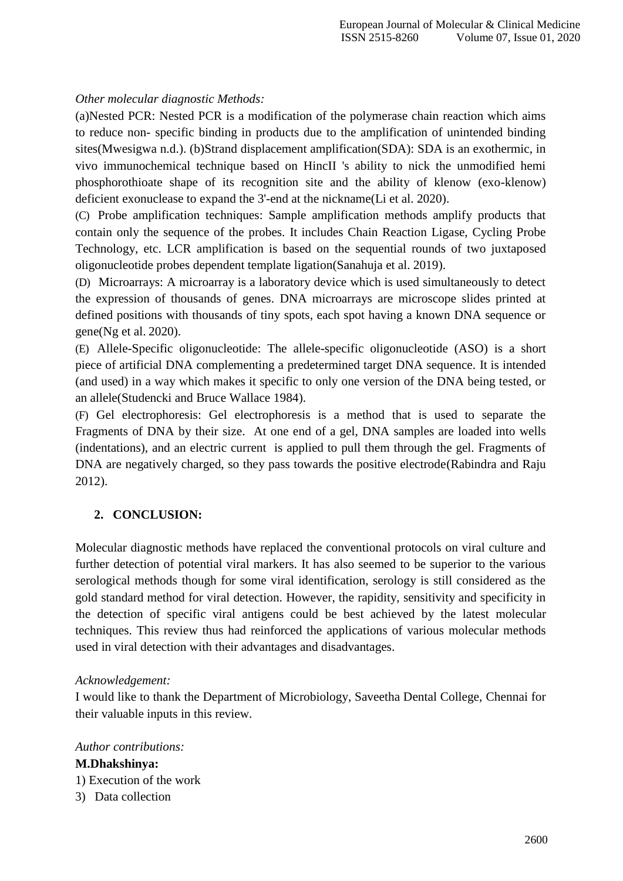*Other molecular diagnostic Methods:*

(a)Nested PCR: Nested PCR is a modification of the polymerase chain reaction which aims to reduce non- specific binding in products due to the amplification of unintended binding sites(Mwesigwa n.d.). (b)Strand displacement amplification(SDA): SDA is an exothermic, in vivo immunochemical technique based on HincII 's ability to nick the unmodified hemi phosphorothioate shape of its recognition site and the ability of klenow (exo-klenow) deficient exonuclease to expand the 3'-end at the nickname(Li et al. 2020).

(C) Probe amplification techniques: Sample amplification methods amplify products that contain only the sequence of the probes. It includes Chain Reaction Ligase, Cycling Probe Technology, etc. LCR amplification is based on the sequential rounds of two juxtaposed oligonucleotide probes dependent template ligation(Sanahuja et al. 2019).

(D) Microarrays: A microarray is a laboratory device which is used simultaneously to detect the expression of thousands of genes. DNA microarrays are microscope slides printed at defined positions with thousands of tiny spots, each spot having a known DNA sequence or gene(Ng et al. 2020).

(E) Allele-Specific oligonucleotide: The allele-specific oligonucleotide (ASO) is a short piece of artificial DNA complementing a predetermined target DNA sequence. It is intended (and used) in a way which makes it specific to only one version of the DNA being tested, or an allele(Studencki and Bruce Wallace 1984).

(F) Gel electrophoresis: Gel electrophoresis is a method that is used to separate the Fragments of DNA by their size. At one end of a gel, DNA samples are loaded into wells (indentations), and an electric current is applied to pull them through the gel. Fragments of DNA are negatively charged, so they pass towards the positive electrode(Rabindra and Raju 2012).

## 2. CONCLUSION:

Molecular diagnostic methods have replaced the conventional protocols on viral culture and further detection of potential viral markers. It has also seemed to be superior to the various serological methods though for some viral identification, serology is still considered as the gold standard method for viral detection. However, the rapidity, sensitivity and specificity in the detection of specific viral antigens could be best achieved by the latest molecular techniques. This review thus had reinforced the applications of various molecular methods used in viral detection with their advantages and disadvantages.

*Acknowledgement:*

I would like to thank the Department of Microbiology, Saveetha Dental College, Chennai for their valuable inputs in this review.

*Author contributions:*

**M.Dhakshinya:**

1) Execution of the work

3) Data collection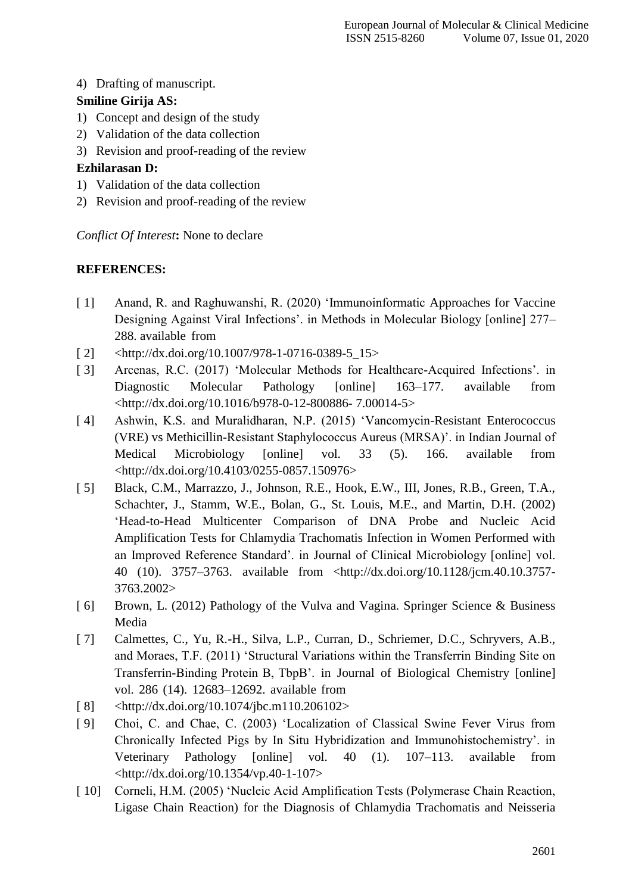4) Drafting of manuscript.

**Smiline Girija AS:**

1) Concept and design of the study
2) Validation of the data collection
3) Revision and proof-reading of the review

**Ezhilarasan D:**

1) Validation of the data collection
2) Revision and proof-reading of the review

*Conflict Of Interest***:** None to declare

**REFERENCES:**

[ 1] Anand, R. and Raghuwanshi, R. (2020) 'Immunoinformatic Approaches for Vaccine Designing Against Viral Infections'. in Methods in Molecular Biology [online] 277–288. available from

[ 2] <http://dx.doi.org/10.1007/978-1-0716-0389-5_15>

[ 3] Arcenas, R.C. (2017) 'Molecular Methods for Healthcare-Acquired Infections'. in Diagnostic Molecular Pathology [online] 163–177. available from <http://dx.doi.org/10.1016/b978-0-12-800886- 7.00014-5>

[ 4] Ashwin, K.S. and Muralidharan, N.P. (2015) 'Vancomycin-Resistant Enterococcus (VRE) vs Methicillin-Resistant Staphylococcus Aureus (MRSA)'. in Indian Journal of Medical Microbiology [online] vol. 33 (5). 166. available from <http://dx.doi.org/10.4103/0255-0857.150976>

[ 5] Black, C.M., Marrazzo, J., Johnson, R.E., Hook, E.W., III, Jones, R.B., Green, T.A., Schachter, J., Stamm, W.E., Bolan, G., St. Louis, M.E., and Martin, D.H. (2002) 'Head-to-Head Multicenter Comparison of DNA Probe and Nucleic Acid Amplification Tests for Chlamydia Trachomatis Infection in Women Performed with an Improved Reference Standard'. in Journal of Clinical Microbiology [online] vol. 40 (10). 3757–3763. available from <http://dx.doi.org/10.1128/jcm.40.10.3757-3763.2002>

[ 6] Brown, L. (2012) Pathology of the Vulva and Vagina. Springer Science & Business Media

[ 7] Calmettes, C., Yu, R.-H., Silva, L.P., Curran, D., Schriemer, D.C., Schryvers, A.B., and Moraes, T.F. (2011) 'Structural Variations within the Transferrin Binding Site on Transferrin-Binding Protein B, TbpB'. in Journal of Biological Chemistry [online] vol. 286 (14). 12683–12692. available from

[ 8] <http://dx.doi.org/10.1074/jbc.m110.206102>

[ 9] Choi, C. and Chae, C. (2003) 'Localization of Classical Swine Fever Virus from Chronically Infected Pigs by In Situ Hybridization and Immunohistochemistry'. in Veterinary Pathology [online] vol. 40 (1). 107–113. available from <http://dx.doi.org/10.1354/vp.40-1-107>

[ 10] Corneli, H.M. (2005) 'Nucleic Acid Amplification Tests (Polymerase Chain Reaction, Ligase Chain Reaction) for the Diagnosis of Chlamydia Trachomatis and Neisseria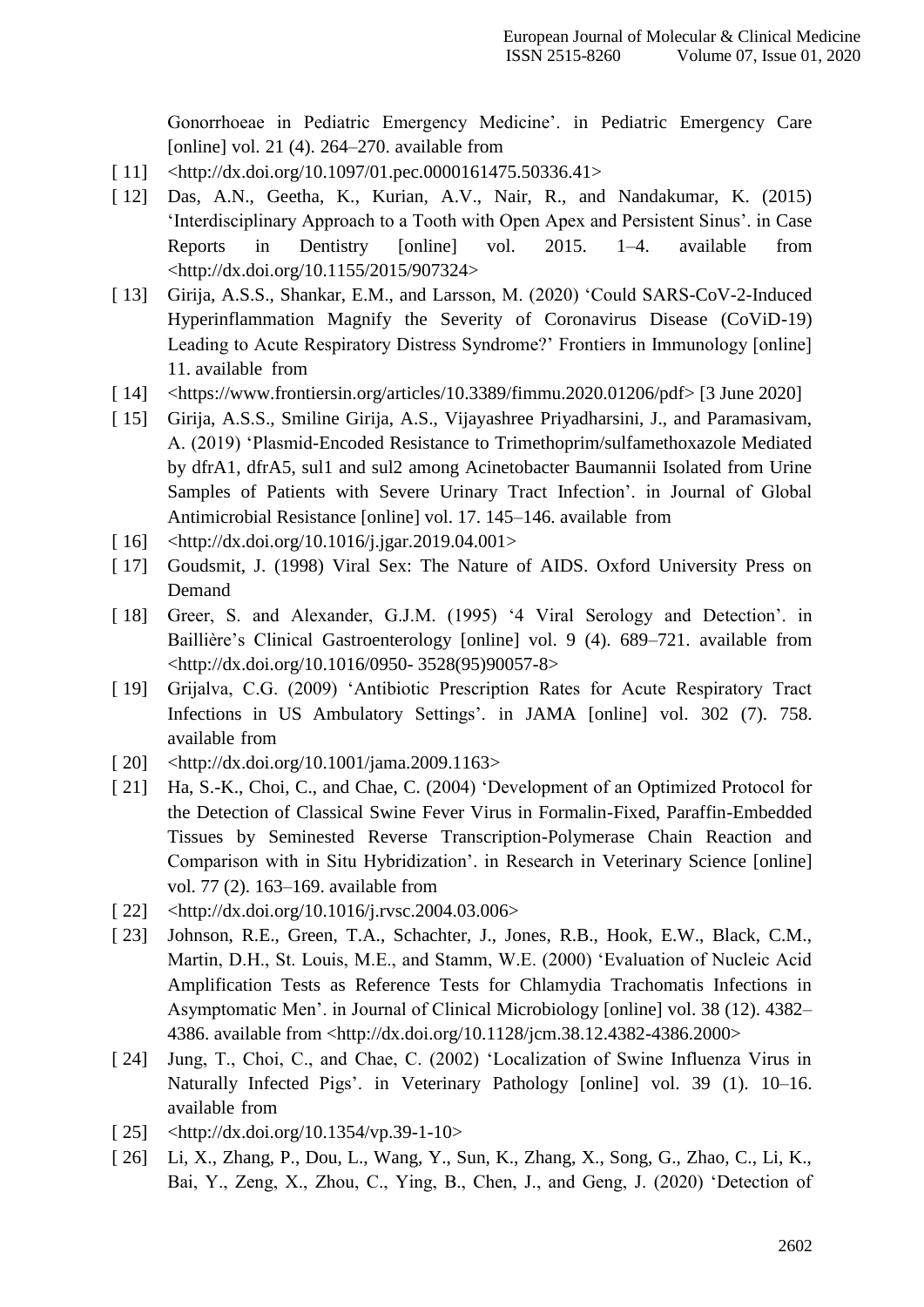Gonorrhoeae in Pediatric Emergency Medicine'. in Pediatric Emergency Care [online] vol. 21 (4). 264–270. available from

[ 11] <http://dx.doi.org/10.1097/01.pec.0000161475.50336.41>

[ 12] Das, A.N., Geetha, K., Kurian, A.V., Nair, R., and Nandakumar, K. (2015) 'Interdisciplinary Approach to a Tooth with Open Apex and Persistent Sinus'. in Case Reports in Dentistry [online] vol. 2015. 1–4. available from <http://dx.doi.org/10.1155/2015/907324>

[ 13] Girija, A.S.S., Shankar, E.M., and Larsson, M. (2020) 'Could SARS-CoV-2-Induced Hyperinflammation Magnify the Severity of Coronavirus Disease (CoViD-19) Leading to Acute Respiratory Distress Syndrome?' Frontiers in Immunology [online] 11. available from

[ 14] <https://www.frontiersin.org/articles/10.3389/fimmu.2020.01206/pdf> [3 June 2020]

[ 15] Girija, A.S.S., Smiline Girija, A.S., Vijayashree Priyadharsini, J., and Paramasivam, A. (2019) 'Plasmid-Encoded Resistance to Trimethoprim/sulfamethoxazole Mediated by dfrA1, dfrA5, sul1 and sul2 among Acinetobacter Baumannii Isolated from Urine Samples of Patients with Severe Urinary Tract Infection'. in Journal of Global Antimicrobial Resistance [online] vol. 17. 145–146. available from

[ 16] <http://dx.doi.org/10.1016/j.jgar.2019.04.001>

[ 17] Goudsmit, J. (1998) Viral Sex: The Nature of AIDS. Oxford University Press on Demand

[ 18] Greer, S. and Alexander, G.J.M. (1995) '4 Viral Serology and Detection'. in Baillière's Clinical Gastroenterology [online] vol. 9 (4). 689–721. available from <http://dx.doi.org/10.1016/0950- 3528(95)90057-8>

[ 19] Grijalva, C.G. (2009) 'Antibiotic Prescription Rates for Acute Respiratory Tract Infections in US Ambulatory Settings'. in JAMA [online] vol. 302 (7). 758. available from

[ 20] <http://dx.doi.org/10.1001/jama.2009.1163>

[ 21] Ha, S.-K., Choi, C., and Chae, C. (2004) 'Development of an Optimized Protocol for the Detection of Classical Swine Fever Virus in Formalin-Fixed, Paraffin-Embedded Tissues by Seminested Reverse Transcription-Polymerase Chain Reaction and Comparison with in Situ Hybridization'. in Research in Veterinary Science [online] vol. 77 (2). 163–169. available from

[ 22] <http://dx.doi.org/10.1016/j.rvsc.2004.03.006>

[ 23] Johnson, R.E., Green, T.A., Schachter, J., Jones, R.B., Hook, E.W., Black, C.M., Martin, D.H., St. Louis, M.E., and Stamm, W.E. (2000) 'Evaluation of Nucleic Acid Amplification Tests as Reference Tests for Chlamydia Trachomatis Infections in Asymptomatic Men'. in Journal of Clinical Microbiology [online] vol. 38 (12). 4382–4386. available from <http://dx.doi.org/10.1128/jcm.38.12.4382-4386.2000>

[ 24] Jung, T., Choi, C., and Chae, C. (2002) 'Localization of Swine Influenza Virus in Naturally Infected Pigs'. in Veterinary Pathology [online] vol. 39 (1). 10–16. available from

[ 25] <http://dx.doi.org/10.1354/vp.39-1-10>

[ 26] Li, X., Zhang, P., Dou, L., Wang, Y., Sun, K., Zhang, X., Song, G., Zhao, C., Li, K., Bai, Y., Zeng, X., Zhou, C., Ying, B., Chen, J., and Geng, J. (2020) 'Detection of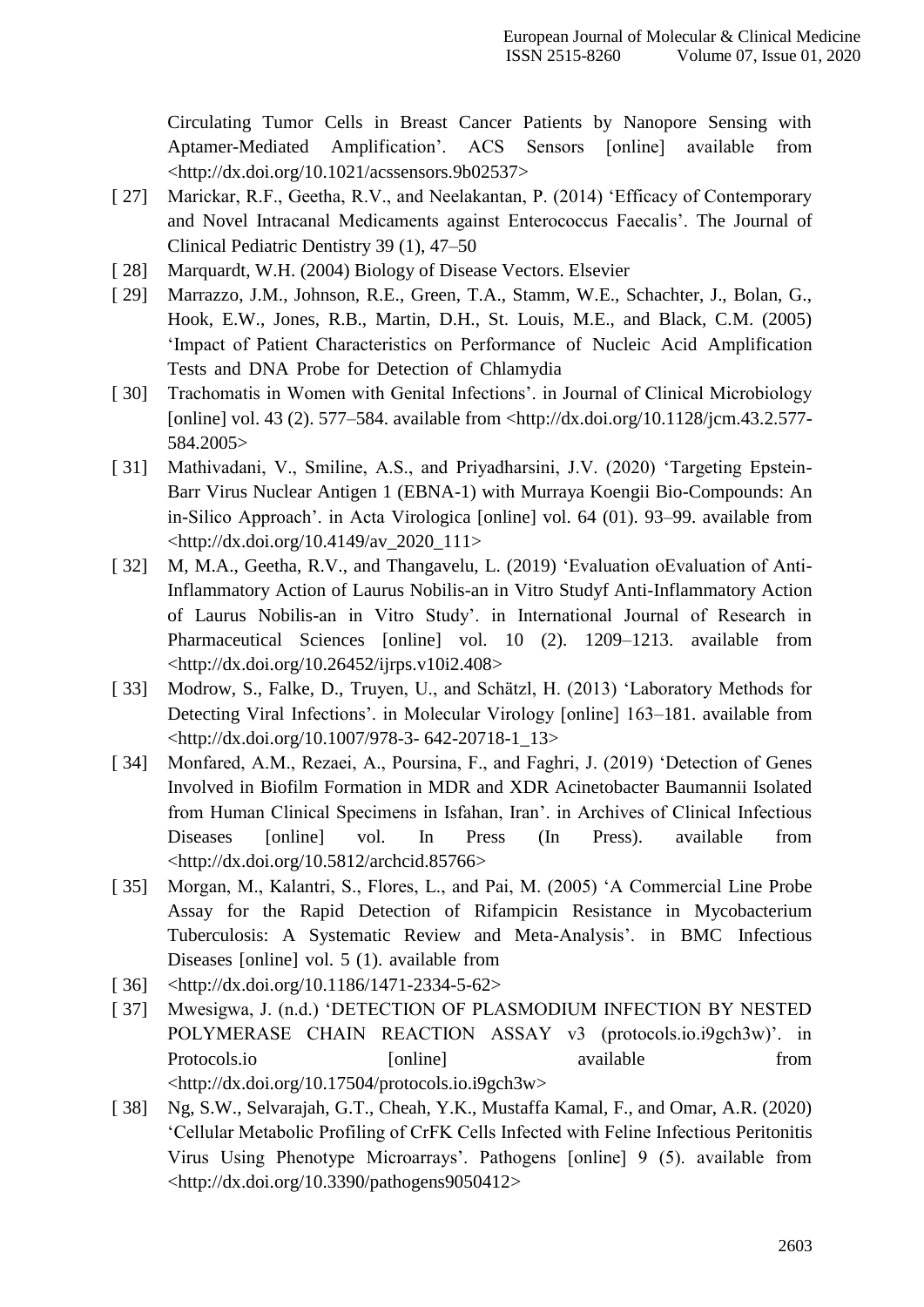Circulating Tumor Cells in Breast Cancer Patients by Nanopore Sensing with Aptamer-Mediated Amplification'. ACS Sensors [online] available from <http://dx.doi.org/10.1021/acssensors.9b02537>

[ 27] Marickar, R.F., Geetha, R.V., and Neelakantan, P. (2014) 'Efficacy of Contemporary and Novel Intracanal Medicaments against Enterococcus Faecalis'. The Journal of Clinical Pediatric Dentistry 39 (1), 47–50

[ 28] Marquardt, W.H. (2004) Biology of Disease Vectors. Elsevier

[ 29] Marrazzo, J.M., Johnson, R.E., Green, T.A., Stamm, W.E., Schachter, J., Bolan, G., Hook, E.W., Jones, R.B., Martin, D.H., St. Louis, M.E., and Black, C.M. (2005) 'Impact of Patient Characteristics on Performance of Nucleic Acid Amplification Tests and DNA Probe for Detection of Chlamydia

[ 30] Trachomatis in Women with Genital Infections'. in Journal of Clinical Microbiology [online] vol. 43 (2). 577–584. available from <http://dx.doi.org/10.1128/jcm.43.2.577-584.2005>

[ 31] Mathivadani, V., Smiline, A.S., and Priyadharsini, J.V. (2020) 'Targeting Epstein-Barr Virus Nuclear Antigen 1 (EBNA-1) with Murraya Koengii Bio-Compounds: An in-Silico Approach'. in Acta Virologica [online] vol. 64 (01). 93–99. available from <http://dx.doi.org/10.4149/av_2020_111>

[ 32] M, M.A., Geetha, R.V., and Thangavelu, L. (2019) 'Evaluation oEvaluation of Anti-Inflammatory Action of Laurus Nobilis-an in Vitro Studyf Anti-Inflammatory Action of Laurus Nobilis-an in Vitro Study'. in International Journal of Research in Pharmaceutical Sciences [online] vol. 10 (2). 1209–1213. available from <http://dx.doi.org/10.26452/ijrps.v10i2.408>

[ 33] Modrow, S., Falke, D., Truyen, U., and Schätzl, H. (2013) 'Laboratory Methods for Detecting Viral Infections'. in Molecular Virology [online] 163–181. available from <http://dx.doi.org/10.1007/978-3- 642-20718-1_13>

[ 34] Monfared, A.M., Rezaei, A., Poursina, F., and Faghri, J. (2019) 'Detection of Genes Involved in Biofilm Formation in MDR and XDR Acinetobacter Baumannii Isolated from Human Clinical Specimens in Isfahan, Iran'. in Archives of Clinical Infectious Diseases [online] vol. In Press (In Press). available from <http://dx.doi.org/10.5812/archcid.85766>

[ 35] Morgan, M., Kalantri, S., Flores, L., and Pai, M. (2005) 'A Commercial Line Probe Assay for the Rapid Detection of Rifampicin Resistance in Mycobacterium Tuberculosis: A Systematic Review and Meta-Analysis'. in BMC Infectious Diseases [online] vol. 5 (1). available from

[ 36] <http://dx.doi.org/10.1186/1471-2334-5-62>

[ 37] Mwesigwa, J. (n.d.) 'DETECTION OF PLASMODIUM INFECTION BY NESTED POLYMERASE CHAIN REACTION ASSAY v3 (protocols.io.i9gch3w)'. in Protocols.io [online] available from <http://dx.doi.org/10.17504/protocols.io.i9gch3w>

[ 38] Ng, S.W., Selvarajah, G.T., Cheah, Y.K., Mustaffa Kamal, F., and Omar, A.R. (2020) 'Cellular Metabolic Profiling of CrFK Cells Infected with Feline Infectious Peritonitis Virus Using Phenotype Microarrays'. Pathogens [online] 9 (5). available from <http://dx.doi.org/10.3390/pathogens9050412>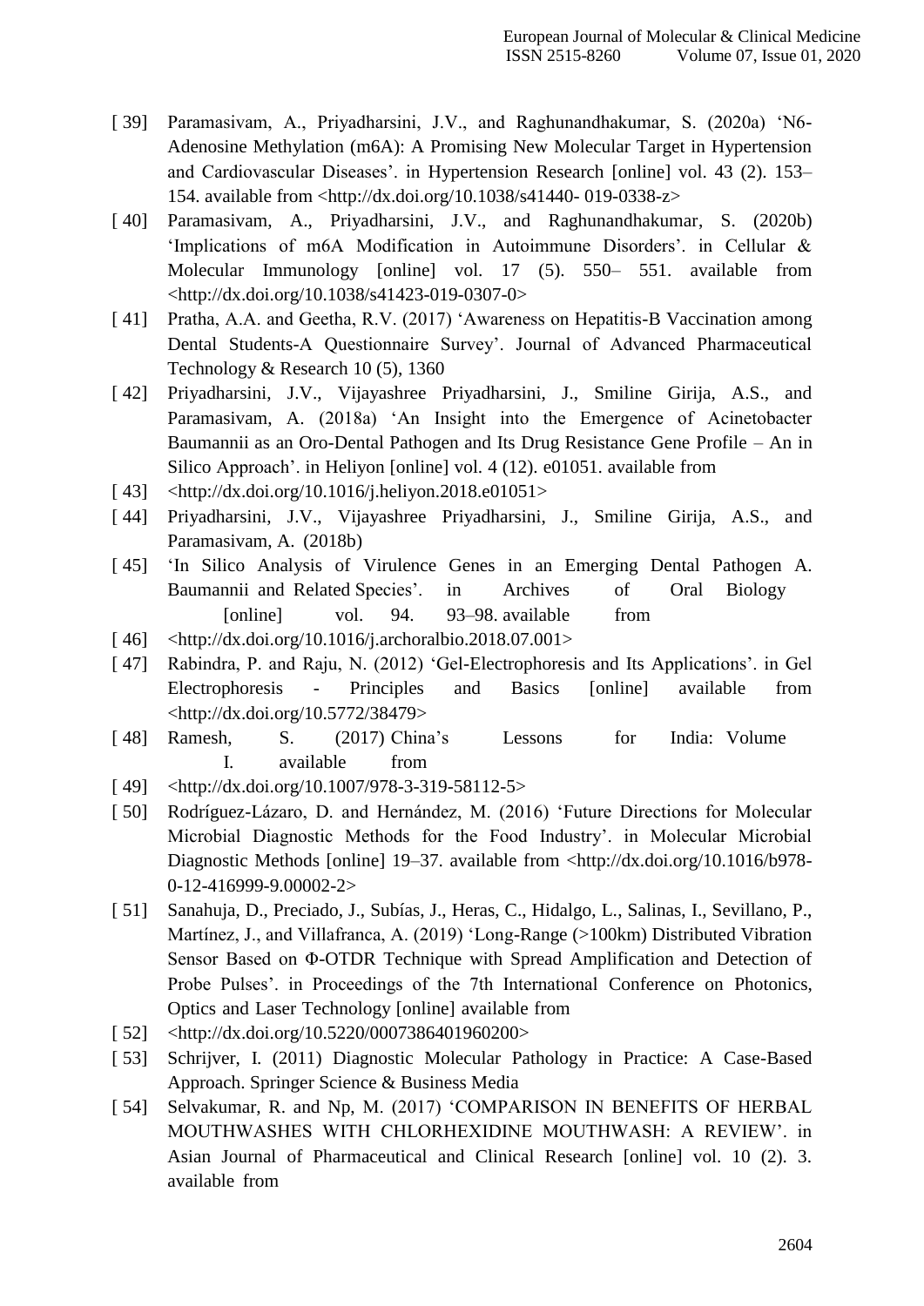[ 39] Paramasivam, A., Priyadharsini, J.V., and Raghunandhakumar, S. (2020a) 'N6-Adenosine Methylation (m6A): A Promising New Molecular Target in Hypertension and Cardiovascular Diseases'. in Hypertension Research [online] vol. 43 (2). 153–154. available from <http://dx.doi.org/10.1038/s41440- 019-0338-z>

[ 40] Paramasivam, A., Priyadharsini, J.V., and Raghunandhakumar, S. (2020b) 'Implications of m6A Modification in Autoimmune Disorders'. in Cellular & Molecular Immunology [online] vol. 17 (5). 550– 551. available from <http://dx.doi.org/10.1038/s41423-019-0307-0>

[ 41] Pratha, A.A. and Geetha, R.V. (2017) 'Awareness on Hepatitis-B Vaccination among Dental Students-A Questionnaire Survey'. Journal of Advanced Pharmaceutical Technology & Research 10 (5), 1360

[ 42] Priyadharsini, J.V., Vijayashree Priyadharsini, J., Smiline Girija, A.S., and Paramasivam, A. (2018a) 'An Insight into the Emergence of Acinetobacter Baumannii as an Oro-Dental Pathogen and Its Drug Resistance Gene Profile – An in Silico Approach'. in Heliyon [online] vol. 4 (12). e01051. available from

[ 43] <http://dx.doi.org/10.1016/j.heliyon.2018.e01051>

[ 44] Priyadharsini, J.V., Vijayashree Priyadharsini, J., Smiline Girija, A.S., and Paramasivam, A. (2018b)

[ 45] 'In Silico Analysis of Virulence Genes in an Emerging Dental Pathogen A. Baumannii and Related Species'. in Archives of Oral Biology [online] vol. 94. 93–98. available from

[ 46] <http://dx.doi.org/10.1016/j.archoralbio.2018.07.001>

[ 47] Rabindra, P. and Raju, N. (2012) 'Gel-Electrophoresis and Its Applications'. in Gel Electrophoresis - Principles and Basics [online] available from <http://dx.doi.org/10.5772/38479>

[ 48] Ramesh, S. (2017) China's Lessons for India: Volume I. available from

[ 49] <http://dx.doi.org/10.1007/978-3-319-58112-5>

[ 50] Rodríguez-Lázaro, D. and Hernández, M. (2016) 'Future Directions for Molecular Microbial Diagnostic Methods for the Food Industry'. in Molecular Microbial Diagnostic Methods [online] 19–37. available from <http://dx.doi.org/10.1016/b978-0-12-416999-9.00002-2>

[ 51] Sanahuja, D., Preciado, J., Subías, J., Heras, C., Hidalgo, L., Salinas, I., Sevillano, P., Martínez, J., and Villafranca, A. (2019) 'Long-Range (>100km) Distributed Vibration Sensor Based on Φ-OTDR Technique with Spread Amplification and Detection of Probe Pulses'. in Proceedings of the 7th International Conference on Photonics, Optics and Laser Technology [online] available from

[ 52] <http://dx.doi.org/10.5220/0007386401960200>

[ 53] Schrijver, I. (2011) Diagnostic Molecular Pathology in Practice: A Case-Based Approach. Springer Science & Business Media

[ 54] Selvakumar, R. and Np, M. (2017) 'COMPARISON IN BENEFITS OF HERBAL MOUTHWASHES WITH CHLORHEXIDINE MOUTHWASH: A REVIEW'. in Asian Journal of Pharmaceutical and Clinical Research [online] vol. 10 (2). 3. available from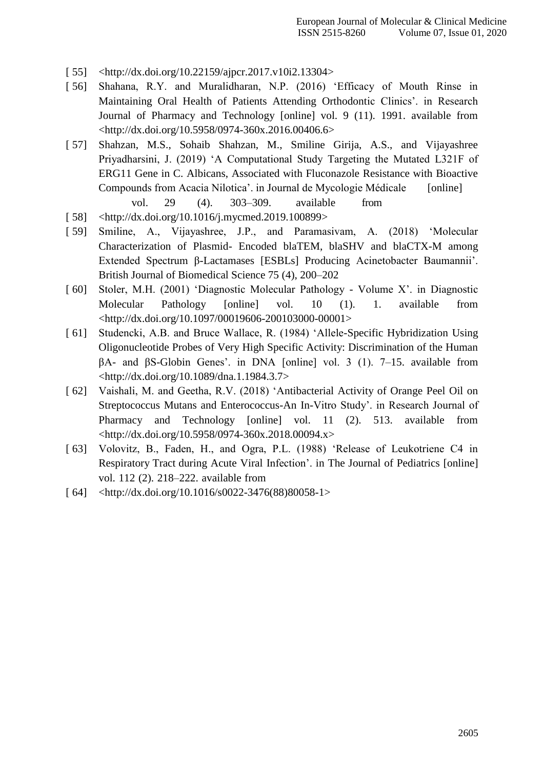[ 55] <http://dx.doi.org/10.22159/ajpcr.2017.v10i2.13304>

[ 56] Shahana, R.Y. and Muralidharan, N.P. (2016) 'Efficacy of Mouth Rinse in Maintaining Oral Health of Patients Attending Orthodontic Clinics'. in Research Journal of Pharmacy and Technology [online] vol. 9 (11). 1991. available from <http://dx.doi.org/10.5958/0974-360x.2016.00406.6>

[ 57] Shahzan, M.S., Sohaib Shahzan, M., Smiline Girija, A.S., and Vijayashree Priyadharsini, J. (2019) 'A Computational Study Targeting the Mutated L321F of ERG11 Gene in C. Albicans, Associated with Fluconazole Resistance with Bioactive Compounds from Acacia Nilotica'. in Journal de Mycologie Médicale [online] vol. 29 (4). 303–309. available from

[ 58] <http://dx.doi.org/10.1016/j.mycmed.2019.100899>

[ 59] Smiline, A., Vijayashree, J.P., and Paramasivam, A. (2018) 'Molecular Characterization of Plasmid- Encoded blaTEM, blaSHV and blaCTX-M among Extended Spectrum β-Lactamases [ESBLs] Producing Acinetobacter Baumannii'. British Journal of Biomedical Science 75 (4), 200–202

[ 60] Stoler, M.H. (2001) 'Diagnostic Molecular Pathology - Volume X'. in Diagnostic Molecular Pathology [online] vol. 10 (1). 1. available from <http://dx.doi.org/10.1097/00019606-200103000-00001>

[ 61] Studencki, A.B. and Bruce Wallace, R. (1984) 'Allele-Specific Hybridization Using Oligonucleotide Probes of Very High Specific Activity: Discrimination of the Human βA- and βS-Globin Genes'. in DNA [online] vol. 3 (1). 7–15. available from <http://dx.doi.org/10.1089/dna.1.1984.3.7>

[ 62] Vaishali, M. and Geetha, R.V. (2018) 'Antibacterial Activity of Orange Peel Oil on Streptococcus Mutans and Enterococcus-An In-Vitro Study'. in Research Journal of Pharmacy and Technology [online] vol. 11 (2). 513. available from <http://dx.doi.org/10.5958/0974-360x.2018.00094.x>

[ 63] Volovitz, B., Faden, H., and Ogra, P.L. (1988) 'Release of Leukotriene C4 in Respiratory Tract during Acute Viral Infection'. in The Journal of Pediatrics [online] vol. 112 (2). 218–222. available from

[ 64] <http://dx.doi.org/10.1016/s0022-3476(88)80058-1>